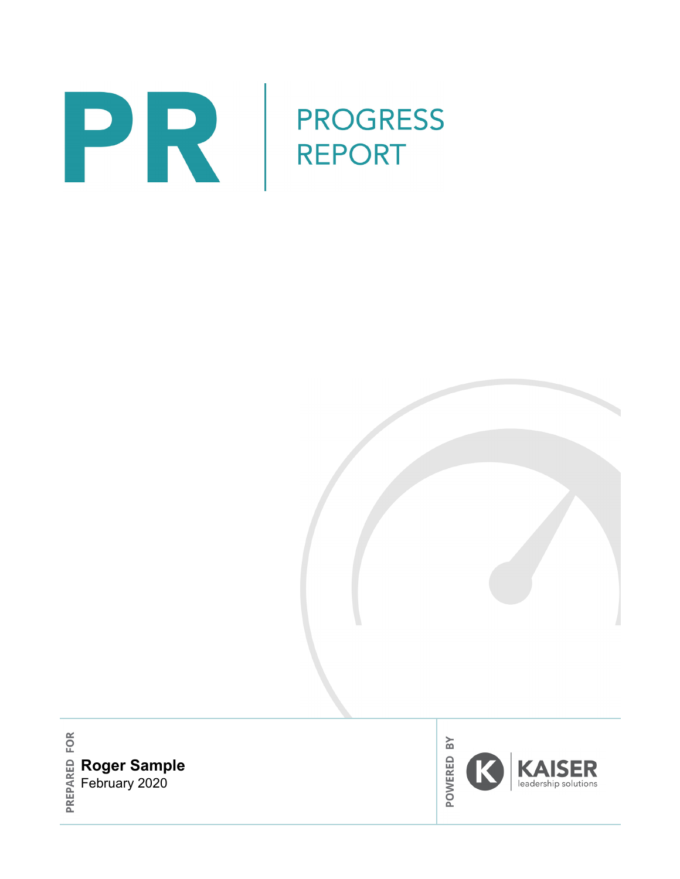# PR

# PROGRESS REPORT

PREPARED FOR

**Roger Sample**
February 2020

POWERED BY

KAISER
leadership solutions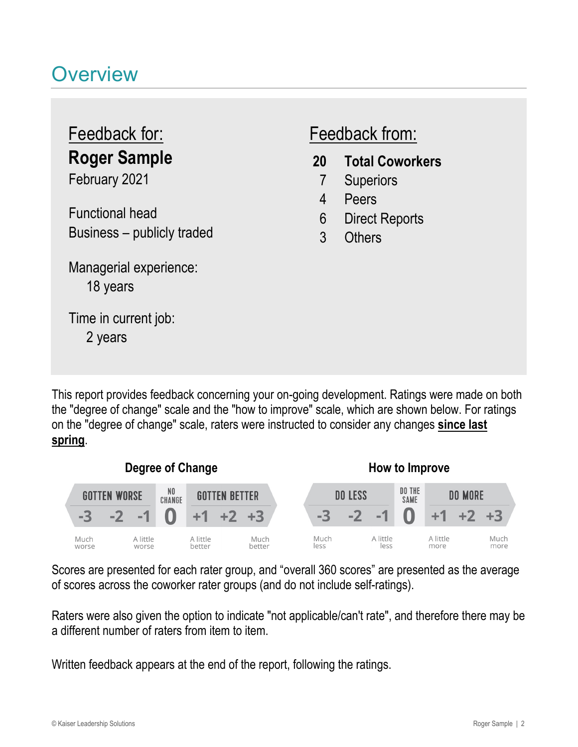# Overview

**Feedback for:**

**Roger Sample**
February 2021

Functional head
Business – publicly traded

Managerial experience:
18 years

Time in current job:
2 years

**Feedback from:**

| | |
|---|---|
| **20** | **Total Coworkers** |
| 7 | Superiors |
| 4 | Peers |
| 6 | Direct Reports |
| 3 | Others |

This report provides feedback concerning your on-going development. Ratings were made on both the "degree of change" scale and the "how to improve" scale, which are shown below. For ratings on the "degree of change" scale, raters were instructed to consider any changes **since last spring**.

**Degree of Change**

| GOTTEN WORSE | | | NO CHANGE | GOTTEN BETTER | | |
|---|---|---|---|---|---|---|
| -3 | -2 | -1 | 0 | +1 | +2 | +3 |
| Much worse | | A little worse | | A little better | | Much better |

**How to Improve**

| DO LESS | | | DO THE SAME | DO MORE | | |
|---|---|---|---|---|---|---|
| -3 | -2 | -1 | 0 | +1 | +2 | +3 |
| Much less | | A little less | | A little more | | Much more |

Scores are presented for each rater group, and "overall 360 scores" are presented as the average of scores across the coworker rater groups (and do not include self-ratings).

Raters were also given the option to indicate "not applicable/can't rate", and therefore there may be a different number of raters from item to item.

Written feedback appears at the end of the report, following the ratings.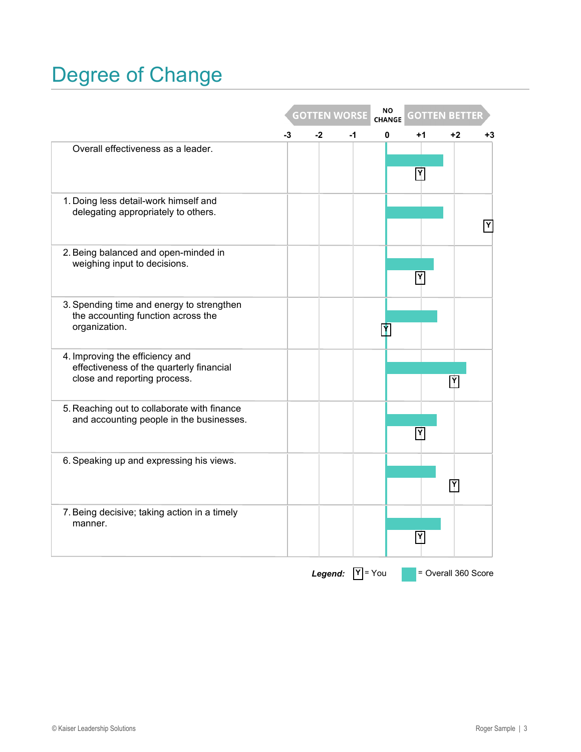# Degree of Change

GOTTEN WORSE | NO CHANGE | GOTTEN BETTER

-3 | -2 | -1 | 0 | +1 | +2 | +3

Overall effectiveness as a leader.

1. Doing less detail-work himself and delegating appropriately to others.
2. Being balanced and open-minded in weighing input to decisions.
3. Spending time and energy to strengthen the accounting function across the organization.
4. Improving the efficiency and effectiveness of the quarterly financial close and reporting process.
5. Reaching out to collaborate with finance and accounting people in the businesses.
6. Speaking up and expressing his views.
7. Being decisive; taking action in a timely manner.

***Legend:*** Y = You   = Overall 360 Score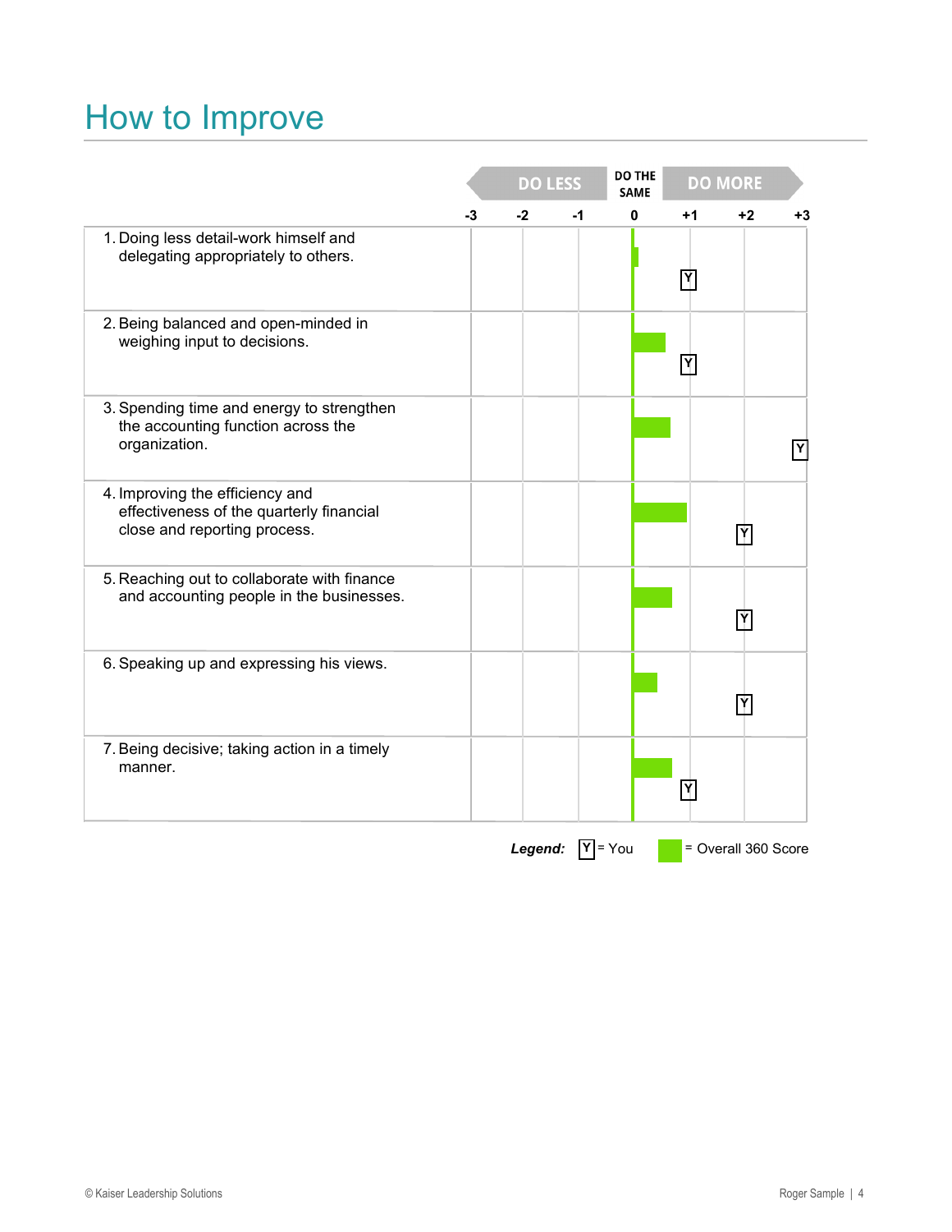# How to Improve

| | DO LESS | | | DO THE SAME | DO MORE | | |
|---|---|---|---|---|---|---|---|
| | -3 | -2 | -1 | 0 | +1 | +2 | +3 |
| 1. Doing less detail-work himself and delegating appropriately to others. | | | | | | | |
| 2. Being balanced and open-minded in weighing input to decisions. | | | | | | | |
| 3. Spending time and energy to strengthen the accounting function across the organization. | | | | | | | |
| 4. Improving the efficiency and effectiveness of the quarterly financial close and reporting process. | | | | | | | |
| 5. Reaching out to collaborate with finance and accounting people in the businesses. | | | | | | | |
| 6. Speaking up and expressing his views. | | | | | | | |
| 7. Being decisive; taking action in a timely manner. | | | | | | | |

***Legend:*** Y = You ■ = Overall 360 Score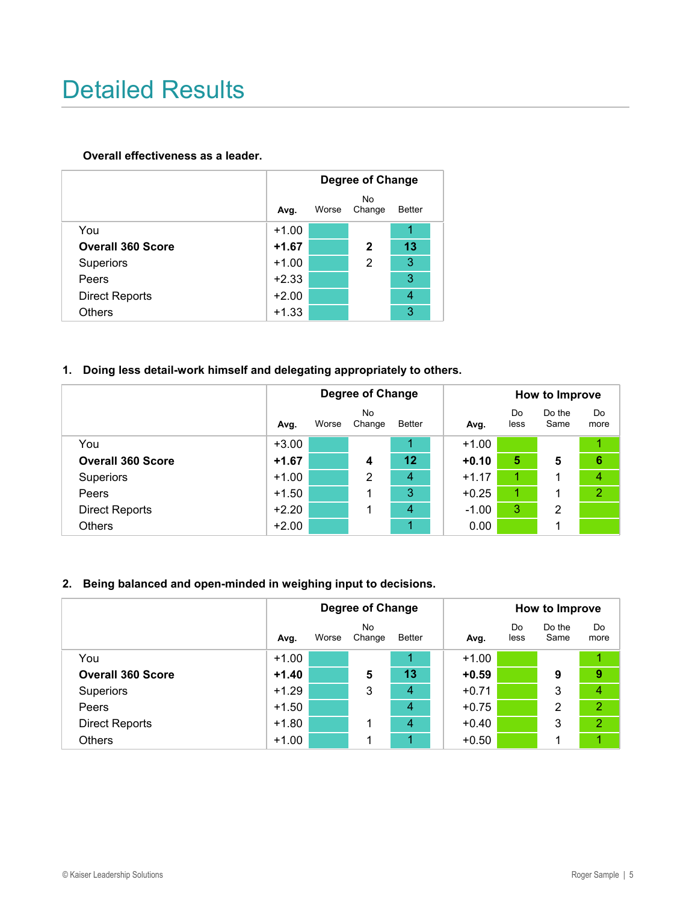# Detailed Results

**Overall effectiveness as a leader.**

| | Degree of Change | | | |
|---|---|---|---|---|
| | **Avg.** | Worse | No Change | Better |
| You | +1.00 | | | 1 |
| **Overall 360 Score** | **+1.67** | | **2** | **13** |
| Superiors | +1.00 | | 2 | 3 |
| Peers | +2.33 | | | 3 |
| Direct Reports | +2.00 | | | 4 |
| Others | +1.33 | | | 3 |

**1. Doing less detail-work himself and delegating appropriately to others.**

| | Degree of Change | | | | How to Improve | | | |
|---|---|---|---|---|---|---|---|---|
| | **Avg.** | Worse | No Change | Better | **Avg.** | Do less | Do the Same | Do more |
| You | +3.00 | | | 1 | +1.00 | | | 1 |
| **Overall 360 Score** | **+1.67** | | **4** | **12** | **+0.10** | **5** | **5** | **6** |
| Superiors | +1.00 | | 2 | 4 | +1.17 | 1 | 1 | 4 |
| Peers | +1.50 | | 1 | 3 | +0.25 | 1 | 1 | 2 |
| Direct Reports | +2.20 | | 1 | 4 | -1.00 | 3 | 2 | |
| Others | +2.00 | | | 1 | 0.00 | | 1 | |

**2. Being balanced and open-minded in weighing input to decisions.**

| | Degree of Change | | | | How to Improve | | | |
|---|---|---|---|---|---|---|---|---|
| | **Avg.** | Worse | No Change | Better | **Avg.** | Do less | Do the Same | Do more |
| You | +1.00 | | | 1 | +1.00 | | | 1 |
| **Overall 360 Score** | **+1.40** | | **5** | **13** | **+0.59** | | **9** | **9** |
| Superiors | +1.29 | | 3 | 4 | +0.71 | | 3 | 4 |
| Peers | +1.50 | | | 4 | +0.75 | | 2 | 2 |
| Direct Reports | +1.80 | | 1 | 4 | +0.40 | | 3 | 2 |
| Others | +1.00 | | 1 | 1 | +0.50 | | 1 | 1 |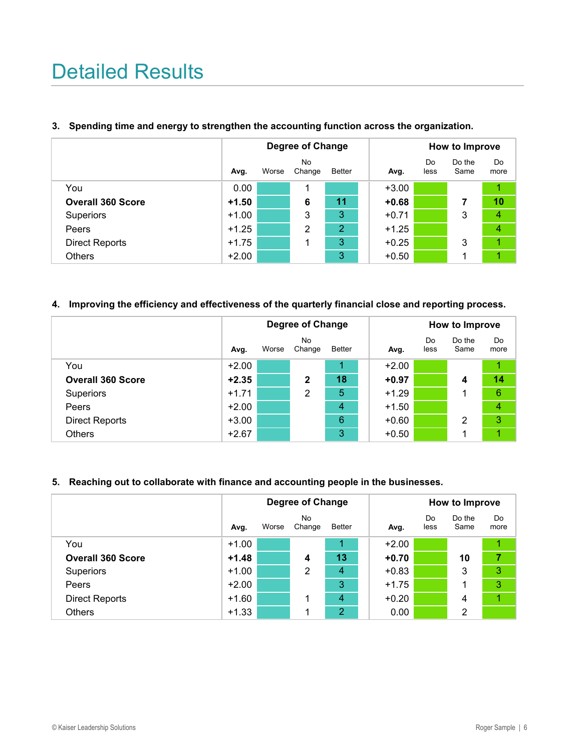# Detailed Results

**3. Spending time and energy to strengthen the accounting function across the organization.**

| | Degree of Change | | | | How to Improve | | | |
|---|---|---|---|---|---|---|---|---|
| | Avg. | Worse | No Change | Better | Avg. | Do less | Do the Same | Do more |
| You | 0.00 | | 1 | | +3.00 | | | 1 |
| **Overall 360 Score** | **+1.50** | | **6** | **11** | **+0.68** | | **7** | **10** |
| Superiors | +1.00 | | 3 | 3 | +0.71 | | 3 | 4 |
| Peers | +1.25 | | 2 | 2 | +1.25 | | | 4 |
| Direct Reports | +1.75 | | 1 | 3 | +0.25 | | 3 | 1 |
| Others | +2.00 | | | 3 | +0.50 | | 1 | 1 |

**4. Improving the efficiency and effectiveness of the quarterly financial close and reporting process.**

| | Degree of Change | | | | How to Improve | | | |
|---|---|---|---|---|---|---|---|---|
| | Avg. | Worse | No Change | Better | Avg. | Do less | Do the Same | Do more |
| You | +2.00 | | | 1 | +2.00 | | | 1 |
| **Overall 360 Score** | **+2.35** | | **2** | **18** | **+0.97** | | **4** | **14** |
| Superiors | +1.71 | | 2 | 5 | +1.29 | | 1 | 6 |
| Peers | +2.00 | | | 4 | +1.50 | | | 4 |
| Direct Reports | +3.00 | | | 6 | +0.60 | | 2 | 3 |
| Others | +2.67 | | | 3 | +0.50 | | 1 | 1 |

**5. Reaching out to collaborate with finance and accounting people in the businesses.**

| | Degree of Change | | | | How to Improve | | | |
|---|---|---|---|---|---|---|---|---|
| | Avg. | Worse | No Change | Better | Avg. | Do less | Do the Same | Do more |
| You | +1.00 | | | 1 | +2.00 | | | 1 |
| **Overall 360 Score** | **+1.48** | | **4** | **13** | **+0.70** | | **10** | **7** |
| Superiors | +1.00 | | 2 | 4 | +0.83 | | 3 | 3 |
| Peers | +2.00 | | | 3 | +1.75 | | 1 | 3 |
| Direct Reports | +1.60 | | 1 | 4 | +0.20 | | 4 | 1 |
| Others | +1.33 | | 1 | 2 | 0.00 | | 2 | |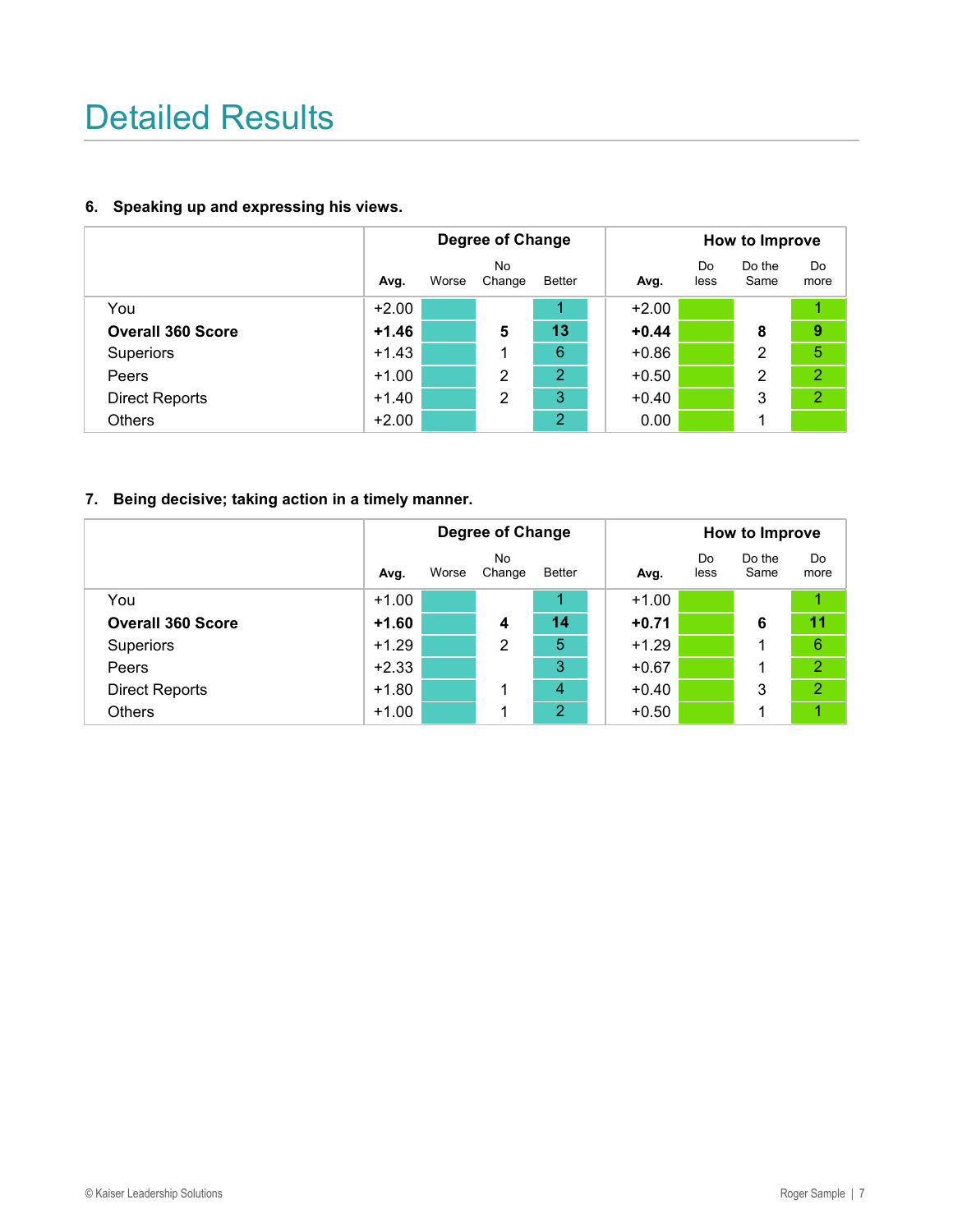# Detailed Results

**6. Speaking up and expressing his views.**

| | Degree of Change | | | | How to Improve | | | |
|---|---|---|---|---|---|---|---|---|
| | Avg. | Worse | No Change | Better | Avg. | Do less | Do the Same | Do more |
| You | +2.00 | | | 1 | +2.00 | | | 1 |
| **Overall 360 Score** | **+1.46** | | **5** | **13** | **+0.44** | | **8** | **9** |
| Superiors | +1.43 | | 1 | 6 | +0.86 | | 2 | 5 |
| Peers | +1.00 | | 2 | 2 | +0.50 | | 2 | 2 |
| Direct Reports | +1.40 | | 2 | 3 | +0.40 | | 3 | 2 |
| Others | +2.00 | | | 2 | 0.00 | | 1 | |

**7. Being decisive; taking action in a timely manner.**

| | Degree of Change | | | | How to Improve | | | |
|---|---|---|---|---|---|---|---|---|
| | Avg. | Worse | No Change | Better | Avg. | Do less | Do the Same | Do more |
| You | +1.00 | | | 1 | +1.00 | | | 1 |
| **Overall 360 Score** | **+1.60** | | **4** | **14** | **+0.71** | | **6** | **11** |
| Superiors | +1.29 | | 2 | 5 | +1.29 | | 1 | 6 |
| Peers | +2.33 | | | 3 | +0.67 | | 1 | 2 |
| Direct Reports | +1.80 | | 1 | 4 | +0.40 | | 3 | 2 |
| Others | +1.00 | | 1 | 2 | +0.50 | | 1 | 1 |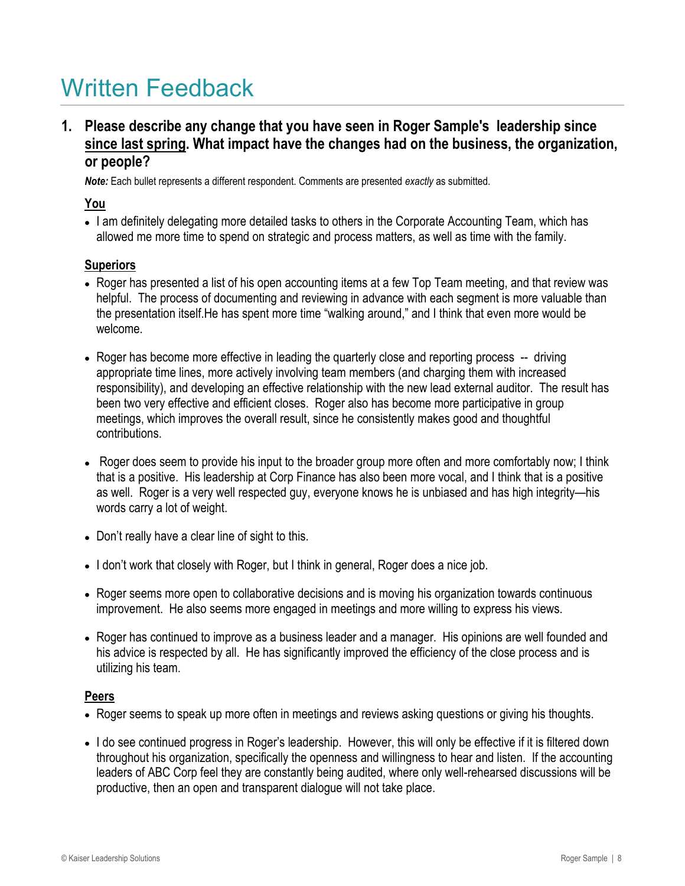# Written Feedback

**1. Please describe any change that you have seen in Roger Sample's leadership since <u>since last spring</u>. What impact have the changes had on the business, the organization, or people?**

***Note:*** Each bullet represents a different respondent. Comments are presented *exactly* as submitted.

**<u>You</u>**

- I am definitely delegating more detailed tasks to others in the Corporate Accounting Team, which has allowed me more time to spend on strategic and process matters, as well as time with the family.

**<u>Superiors</u>**

- Roger has presented a list of his open accounting items at a few Top Team meeting, and that review was helpful. The process of documenting and reviewing in advance with each segment is more valuable than the presentation itself.He has spent more time "walking around," and I think that even more would be welcome.

- Roger has become more effective in leading the quarterly close and reporting process -- driving appropriate time lines, more actively involving team members (and charging them with increased responsibility), and developing an effective relationship with the new lead external auditor. The result has been two very effective and efficient closes. Roger also has become more participative in group meetings, which improves the overall result, since he consistently makes good and thoughtful contributions.

- Roger does seem to provide his input to the broader group more often and more comfortably now; I think that is a positive. His leadership at Corp Finance has also been more vocal, and I think that is a positive as well. Roger is a very well respected guy, everyone knows he is unbiased and has high integrity—his words carry a lot of weight.

- Don't really have a clear line of sight to this.

- I don't work that closely with Roger, but I think in general, Roger does a nice job.

- Roger seems more open to collaborative decisions and is moving his organization towards continuous improvement. He also seems more engaged in meetings and more willing to express his views.

- Roger has continued to improve as a business leader and a manager. His opinions are well founded and his advice is respected by all. He has significantly improved the efficiency of the close process and is utilizing his team.

**<u>Peers</u>**

- Roger seems to speak up more often in meetings and reviews asking questions or giving his thoughts.

- I do see continued progress in Roger's leadership. However, this will only be effective if it is filtered down throughout his organization, specifically the openness and willingness to hear and listen. If the accounting leaders of ABC Corp feel they are constantly being audited, where only well-rehearsed discussions will be productive, then an open and transparent dialogue will not take place.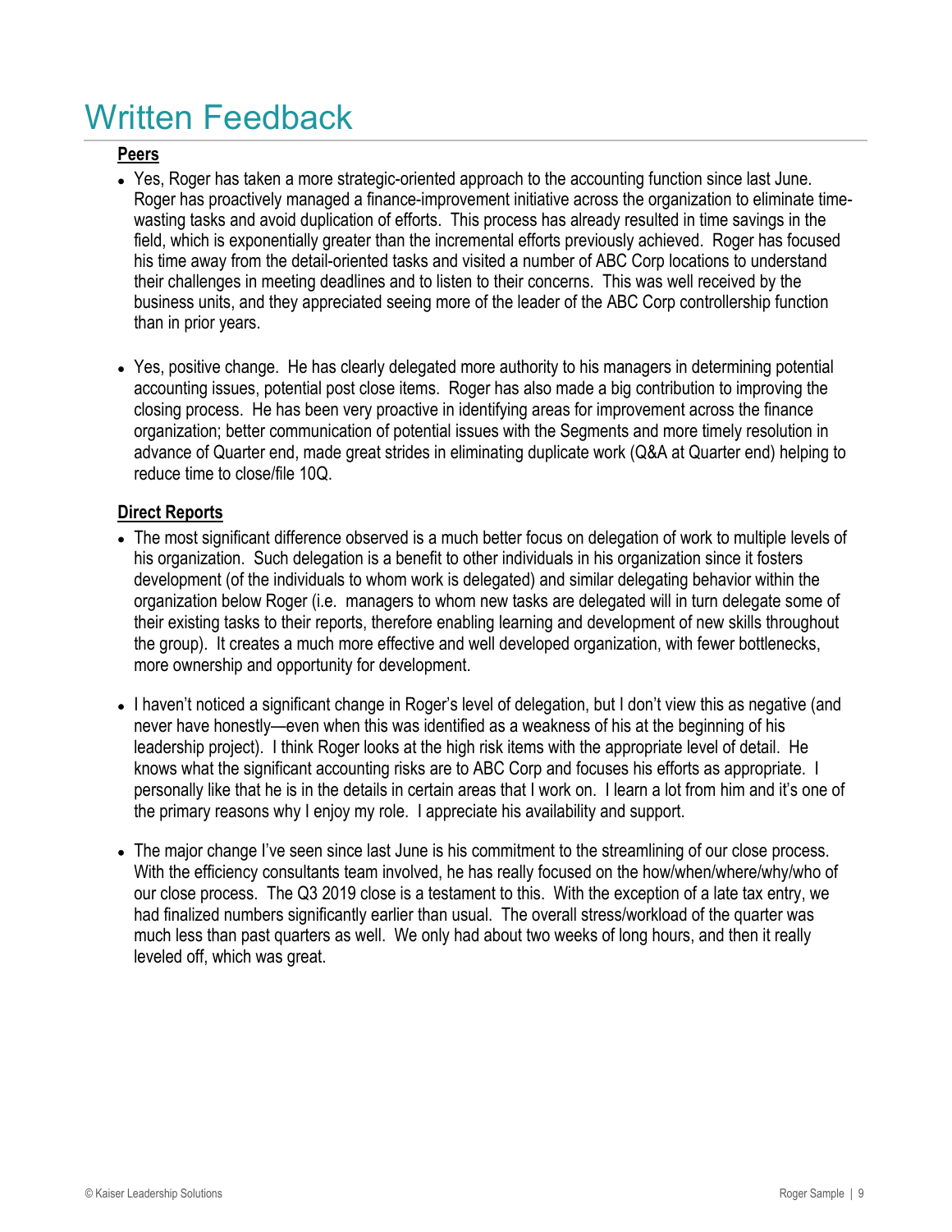# Written Feedback

**Peers**

- Yes, Roger has taken a more strategic-oriented approach to the accounting function since last June. Roger has proactively managed a finance-improvement initiative across the organization to eliminate time-wasting tasks and avoid duplication of efforts. This process has already resulted in time savings in the field, which is exponentially greater than the incremental efforts previously achieved. Roger has focused his time away from the detail-oriented tasks and visited a number of ABC Corp locations to understand their challenges in meeting deadlines and to listen to their concerns. This was well received by the business units, and they appreciated seeing more of the leader of the ABC Corp controllership function than in prior years.

- Yes, positive change. He has clearly delegated more authority to his managers in determining potential accounting issues, potential post close items. Roger has also made a big contribution to improving the closing process. He has been very proactive in identifying areas for improvement across the finance organization; better communication of potential issues with the Segments and more timely resolution in advance of Quarter end, made great strides in eliminating duplicate work (Q&A at Quarter end) helping to reduce time to close/file 10Q.

**Direct Reports**

- The most significant difference observed is a much better focus on delegation of work to multiple levels of his organization. Such delegation is a benefit to other individuals in his organization since it fosters development (of the individuals to whom work is delegated) and similar delegating behavior within the organization below Roger (i.e. managers to whom new tasks are delegated will in turn delegate some of their existing tasks to their reports, therefore enabling learning and development of new skills throughout the group). It creates a much more effective and well developed organization, with fewer bottlenecks, more ownership and opportunity for development.

- I haven't noticed a significant change in Roger's level of delegation, but I don't view this as negative (and never have honestly—even when this was identified as a weakness of his at the beginning of his leadership project). I think Roger looks at the high risk items with the appropriate level of detail. He knows what the significant accounting risks are to ABC Corp and focuses his efforts as appropriate. I personally like that he is in the details in certain areas that I work on. I learn a lot from him and it's one of the primary reasons why I enjoy my role. I appreciate his availability and support.

- The major change I've seen since last June is his commitment to the streamlining of our close process. With the efficiency consultants team involved, he has really focused on the how/when/where/why/who of our close process. The Q3 2019 close is a testament to this. With the exception of a late tax entry, we had finalized numbers significantly earlier than usual. The overall stress/workload of the quarter was much less than past quarters as well. We only had about two weeks of long hours, and then it really leveled off, which was great.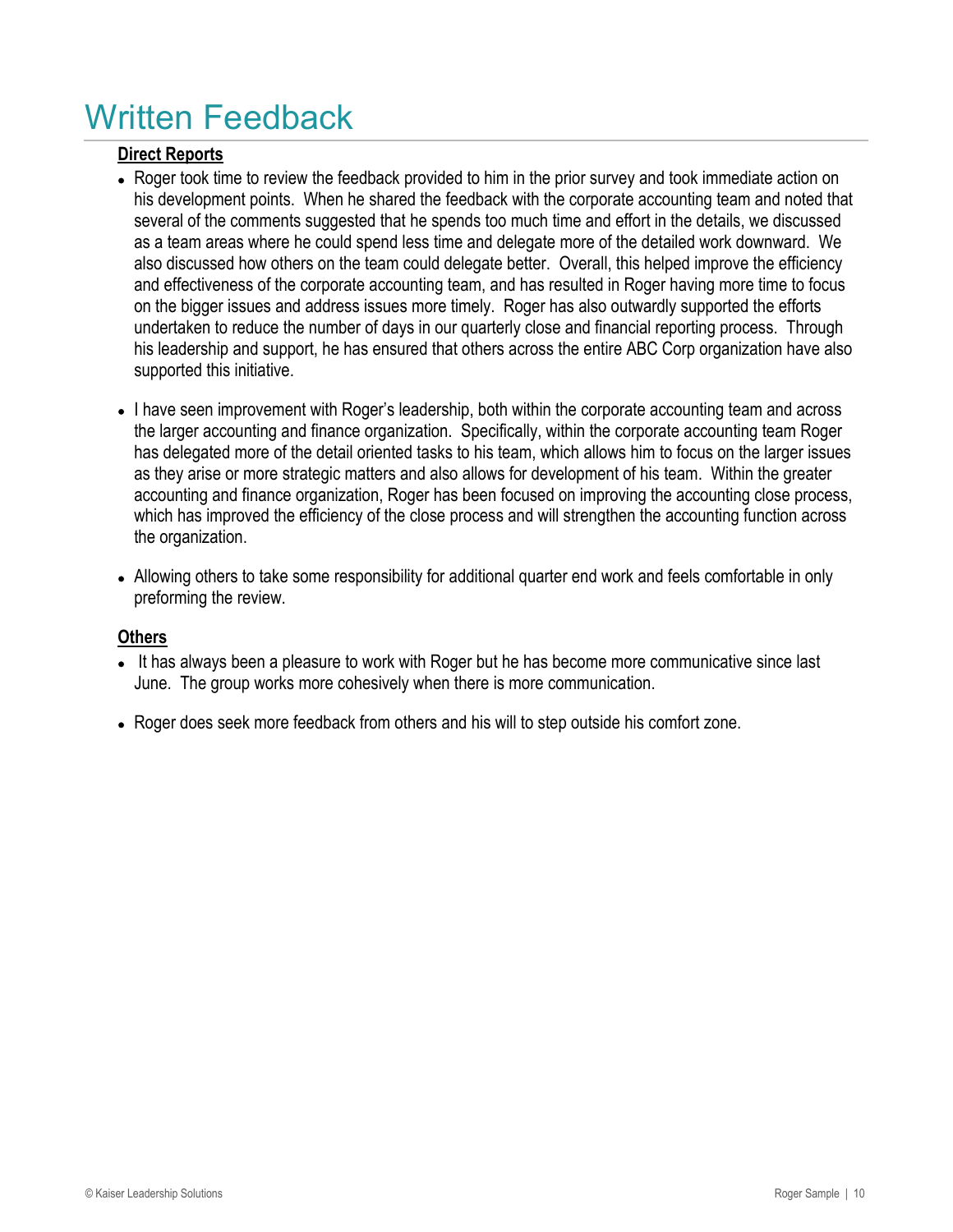# Written Feedback

**Direct Reports**

- Roger took time to review the feedback provided to him in the prior survey and took immediate action on his development points. When he shared the feedback with the corporate accounting team and noted that several of the comments suggested that he spends too much time and effort in the details, we discussed as a team areas where he could spend less time and delegate more of the detailed work downward. We also discussed how others on the team could delegate better. Overall, this helped improve the efficiency and effectiveness of the corporate accounting team, and has resulted in Roger having more time to focus on the bigger issues and address issues more timely. Roger has also outwardly supported the efforts undertaken to reduce the number of days in our quarterly close and financial reporting process. Through his leadership and support, he has ensured that others across the entire ABC Corp organization have also supported this initiative.

- I have seen improvement with Roger's leadership, both within the corporate accounting team and across the larger accounting and finance organization. Specifically, within the corporate accounting team Roger has delegated more of the detail oriented tasks to his team, which allows him to focus on the larger issues as they arise or more strategic matters and also allows for development of his team. Within the greater accounting and finance organization, Roger has been focused on improving the accounting close process, which has improved the efficiency of the close process and will strengthen the accounting function across the organization.

- Allowing others to take some responsibility for additional quarter end work and feels comfortable in only preforming the review.

**Others**

- It has always been a pleasure to work with Roger but he has become more communicative since last June. The group works more cohesively when there is more communication.

- Roger does seek more feedback from others and his will to step outside his comfort zone.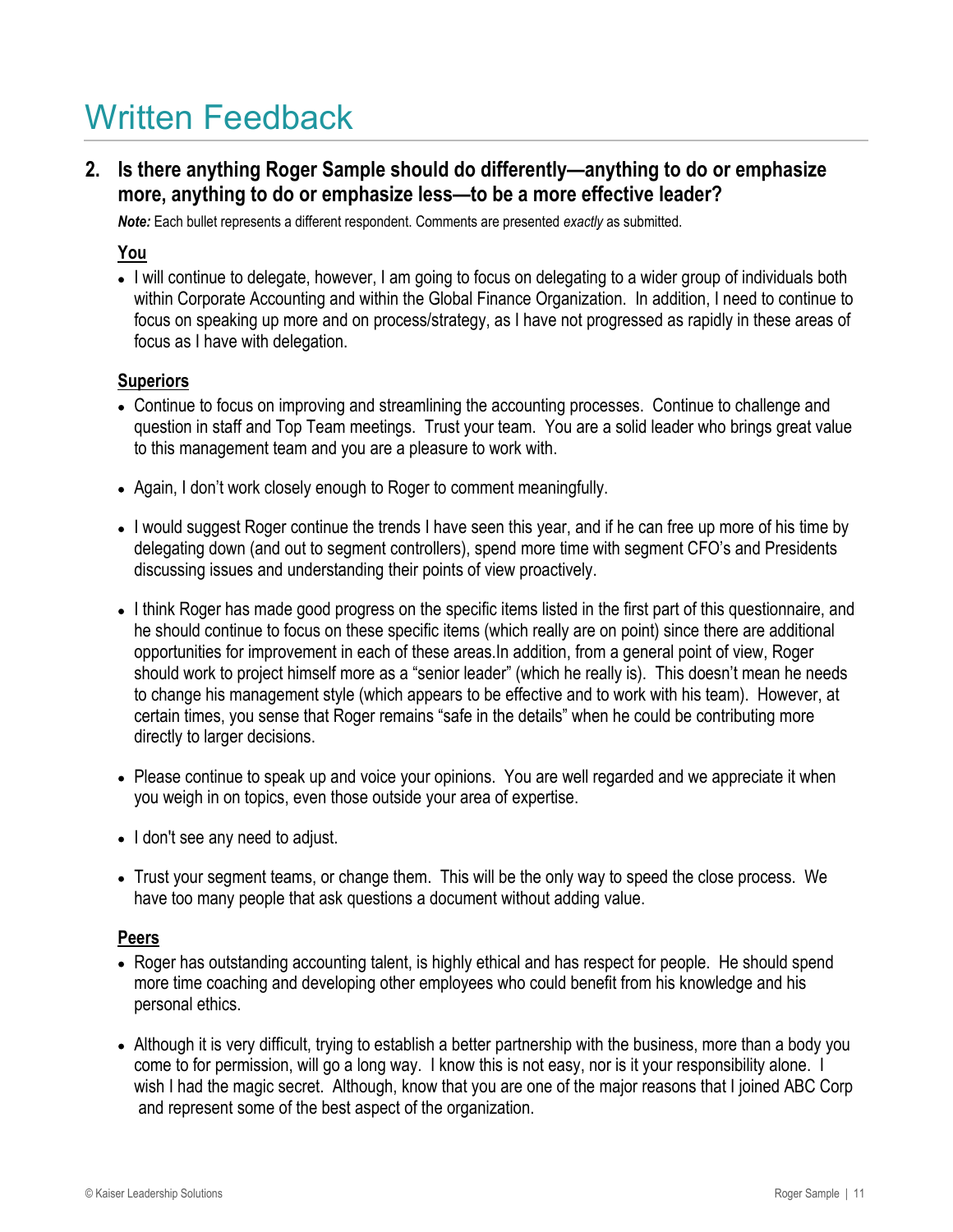# Written Feedback

## 2. Is there anything Roger Sample should do differently—anything to do or emphasize more, anything to do or emphasize less—to be a more effective leader?

***Note:*** Each bullet represents a different respondent. Comments are presented *exactly* as submitted.

**You**

- I will continue to delegate, however, I am going to focus on delegating to a wider group of individuals both within Corporate Accounting and within the Global Finance Organization. In addition, I need to continue to focus on speaking up more and on process/strategy, as I have not progressed as rapidly in these areas of focus as I have with delegation.

**Superiors**

- Continue to focus on improving and streamlining the accounting processes. Continue to challenge and question in staff and Top Team meetings. Trust your team. You are a solid leader who brings great value to this management team and you are a pleasure to work with.

- Again, I don't work closely enough to Roger to comment meaningfully.

- I would suggest Roger continue the trends I have seen this year, and if he can free up more of his time by delegating down (and out to segment controllers), spend more time with segment CFO's and Presidents discussing issues and understanding their points of view proactively.

- I think Roger has made good progress on the specific items listed in the first part of this questionnaire, and he should continue to focus on these specific items (which really are on point) since there are additional opportunities for improvement in each of these areas.In addition, from a general point of view, Roger should work to project himself more as a "senior leader" (which he really is). This doesn't mean he needs to change his management style (which appears to be effective and to work with his team). However, at certain times, you sense that Roger remains "safe in the details" when he could be contributing more directly to larger decisions.

- Please continue to speak up and voice your opinions. You are well regarded and we appreciate it when you weigh in on topics, even those outside your area of expertise.

- I don't see any need to adjust.

- Trust your segment teams, or change them. This will be the only way to speed the close process. We have too many people that ask questions a document without adding value.

**Peers**

- Roger has outstanding accounting talent, is highly ethical and has respect for people. He should spend more time coaching and developing other employees who could benefit from his knowledge and his personal ethics.

- Although it is very difficult, trying to establish a better partnership with the business, more than a body you come to for permission, will go a long way. I know this is not easy, nor is it your responsibility alone. I wish I had the magic secret. Although, know that you are one of the major reasons that I joined ABC Corp and represent some of the best aspect of the organization.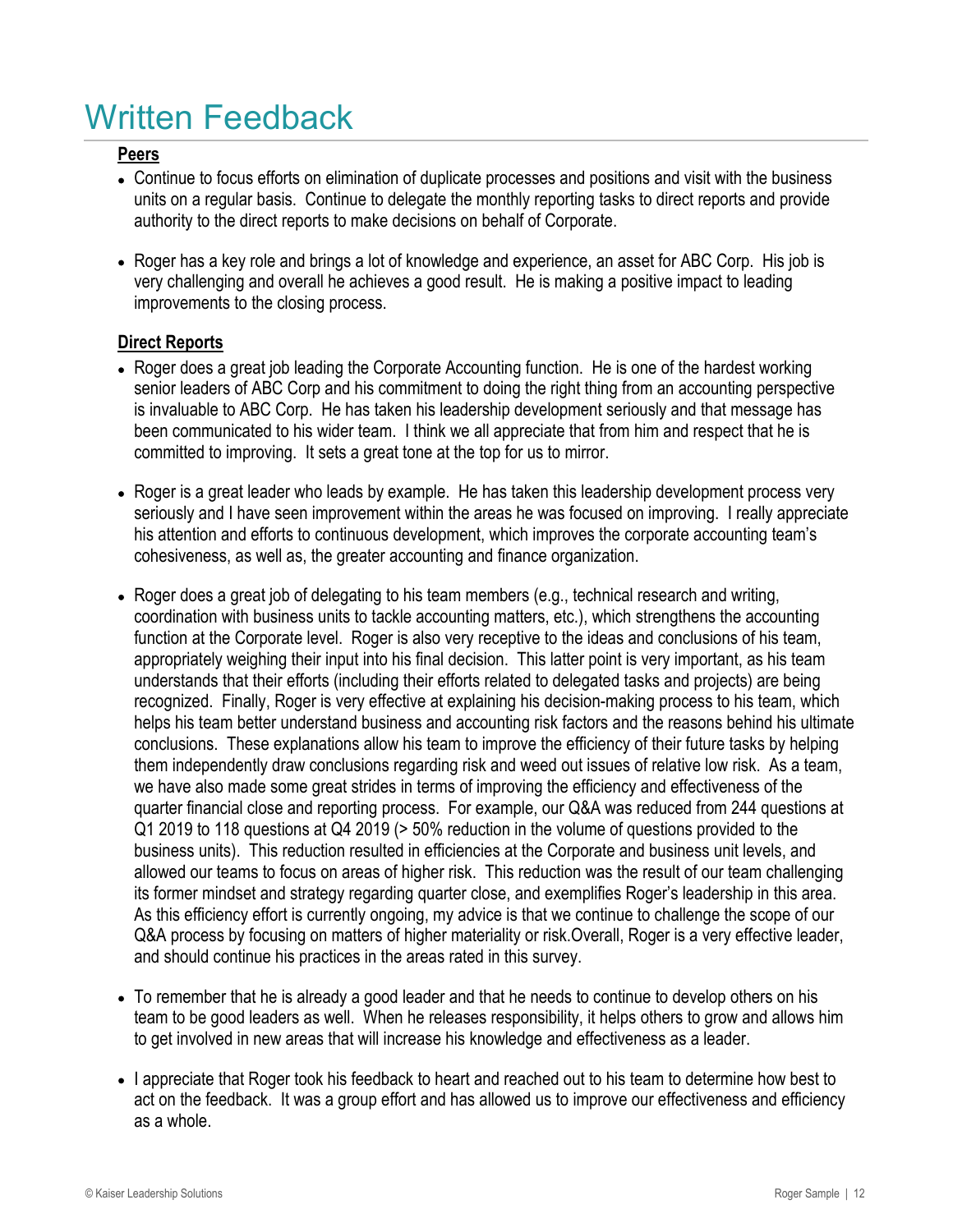# Written Feedback

**Peers**

- Continue to focus efforts on elimination of duplicate processes and positions and visit with the business units on a regular basis. Continue to delegate the monthly reporting tasks to direct reports and provide authority to the direct reports to make decisions on behalf of Corporate.

- Roger has a key role and brings a lot of knowledge and experience, an asset for ABC Corp. His job is very challenging and overall he achieves a good result. He is making a positive impact to leading improvements to the closing process.

**Direct Reports**

- Roger does a great job leading the Corporate Accounting function. He is one of the hardest working senior leaders of ABC Corp and his commitment to doing the right thing from an accounting perspective is invaluable to ABC Corp. He has taken his leadership development seriously and that message has been communicated to his wider team. I think we all appreciate that from him and respect that he is committed to improving. It sets a great tone at the top for us to mirror.

- Roger is a great leader who leads by example. He has taken this leadership development process very seriously and I have seen improvement within the areas he was focused on improving. I really appreciate his attention and efforts to continuous development, which improves the corporate accounting team's cohesiveness, as well as, the greater accounting and finance organization.

- Roger does a great job of delegating to his team members (e.g., technical research and writing, coordination with business units to tackle accounting matters, etc.), which strengthens the accounting function at the Corporate level. Roger is also very receptive to the ideas and conclusions of his team, appropriately weighing their input into his final decision. This latter point is very important, as his team understands that their efforts (including their efforts related to delegated tasks and projects) are being recognized. Finally, Roger is very effective at explaining his decision-making process to his team, which helps his team better understand business and accounting risk factors and the reasons behind his ultimate conclusions. These explanations allow his team to improve the efficiency of their future tasks by helping them independently draw conclusions regarding risk and weed out issues of relative low risk. As a team, we have also made some great strides in terms of improving the efficiency and effectiveness of the quarter financial close and reporting process. For example, our Q&A was reduced from 244 questions at Q1 2019 to 118 questions at Q4 2019 (> 50% reduction in the volume of questions provided to the business units). This reduction resulted in efficiencies at the Corporate and business unit levels, and allowed our teams to focus on areas of higher risk. This reduction was the result of our team challenging its former mindset and strategy regarding quarter close, and exemplifies Roger's leadership in this area. As this efficiency effort is currently ongoing, my advice is that we continue to challenge the scope of our Q&A process by focusing on matters of higher materiality or risk.Overall, Roger is a very effective leader, and should continue his practices in the areas rated in this survey.

- To remember that he is already a good leader and that he needs to continue to develop others on his team to be good leaders as well. When he releases responsibility, it helps others to grow and allows him to get involved in new areas that will increase his knowledge and effectiveness as a leader.

- I appreciate that Roger took his feedback to heart and reached out to his team to determine how best to act on the feedback. It was a group effort and has allowed us to improve our effectiveness and efficiency as a whole.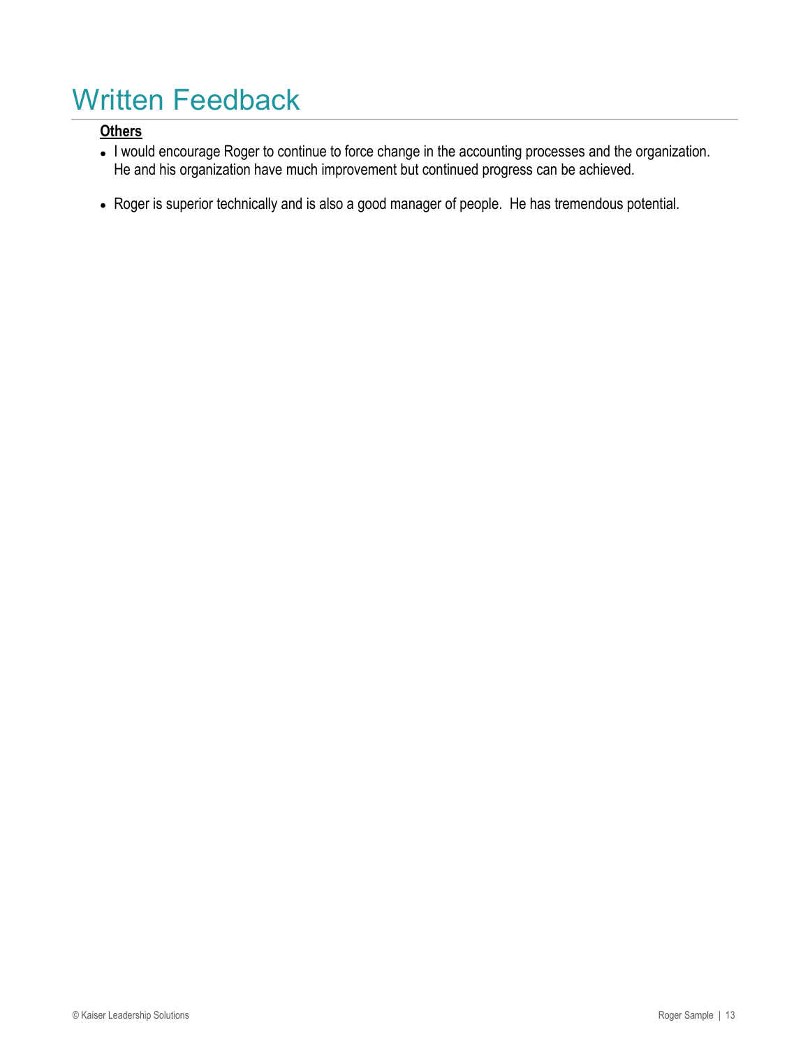# Written Feedback

**Others**

- I would encourage Roger to continue to force change in the accounting processes and the organization. He and his organization have much improvement but continued progress can be achieved.
- Roger is superior technically and is also a good manager of people. He has tremendous potential.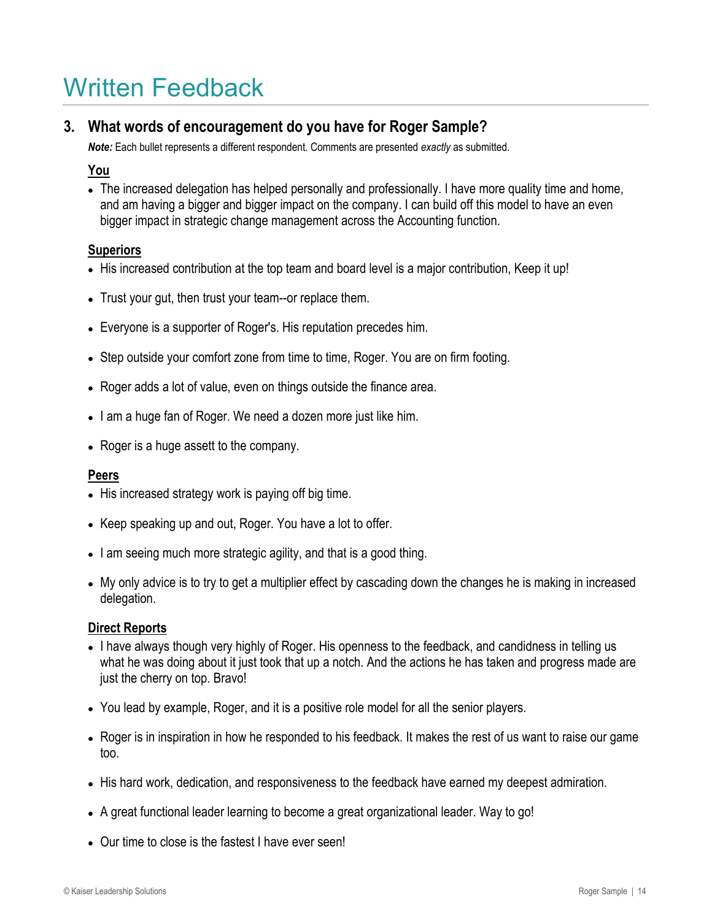# Written Feedback

## 3. What words of encouragement do you have for Roger Sample?

***Note:*** Each bullet represents a different respondent. Comments are presented *exactly* as submitted.

**You**

- The increased delegation has helped personally and professionally. I have more quality time and home, and am having a bigger and bigger impact on the company. I can build off this model to have an even bigger impact in strategic change management across the Accounting function.

**Superiors**

- His increased contribution at the top team and board level is a major contribution, Keep it up!
- Trust your gut, then trust your team--or replace them.
- Everyone is a supporter of Roger's. His reputation precedes him.
- Step outside your comfort zone from time to time, Roger. You are on firm footing.
- Roger adds a lot of value, even on things outside the finance area.
- I am a huge fan of Roger. We need a dozen more just like him.
- Roger is a huge assett to the company.

**Peers**

- His increased strategy work is paying off big time.
- Keep speaking up and out, Roger. You have a lot to offer.
- I am seeing much more strategic agility, and that is a good thing.
- My only advice is to try to get a multiplier effect by cascading down the changes he is making in increased delegation.

**Direct Reports**

- I have always though very highly of Roger. His openness to the feedback, and candidness in telling us what he was doing about it just took that up a notch. And the actions he has taken and progress made are just the cherry on top. Bravo!
- You lead by example, Roger, and it is a positive role model for all the senior players.
- Roger is in inspiration in how he responded to his feedback. It makes the rest of us want to raise our game too.
- His hard work, dedication, and responsiveness to the feedback have earned my deepest admiration.
- A great functional leader learning to become a great organizational leader. Way to go!
- Our time to close is the fastest I have ever seen!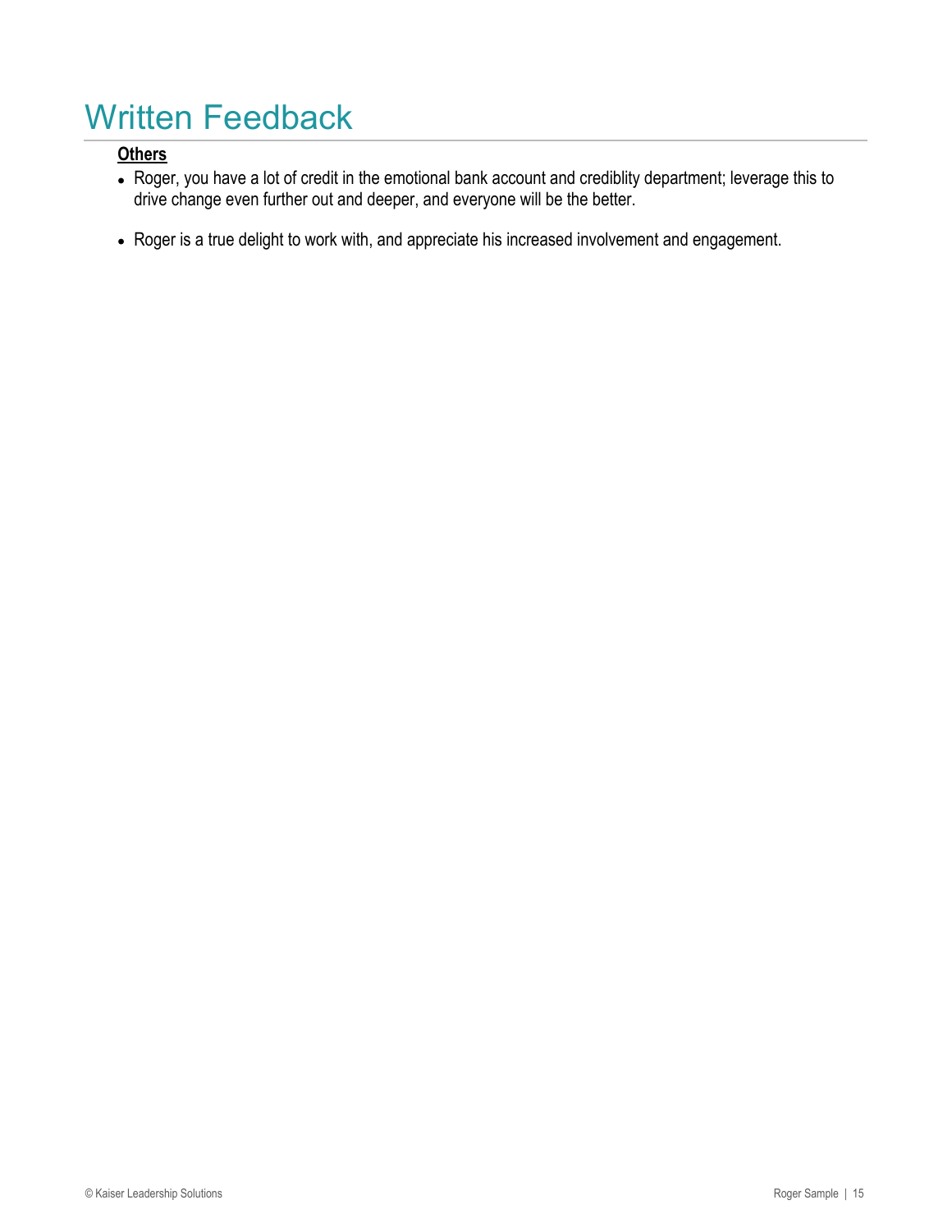# Written Feedback

**Others**

- Roger, you have a lot of credit in the emotional bank account and crediblity department; leverage this to drive change even further out and deeper, and everyone will be the better.

- Roger is a true delight to work with, and appreciate his increased involvement and engagement.